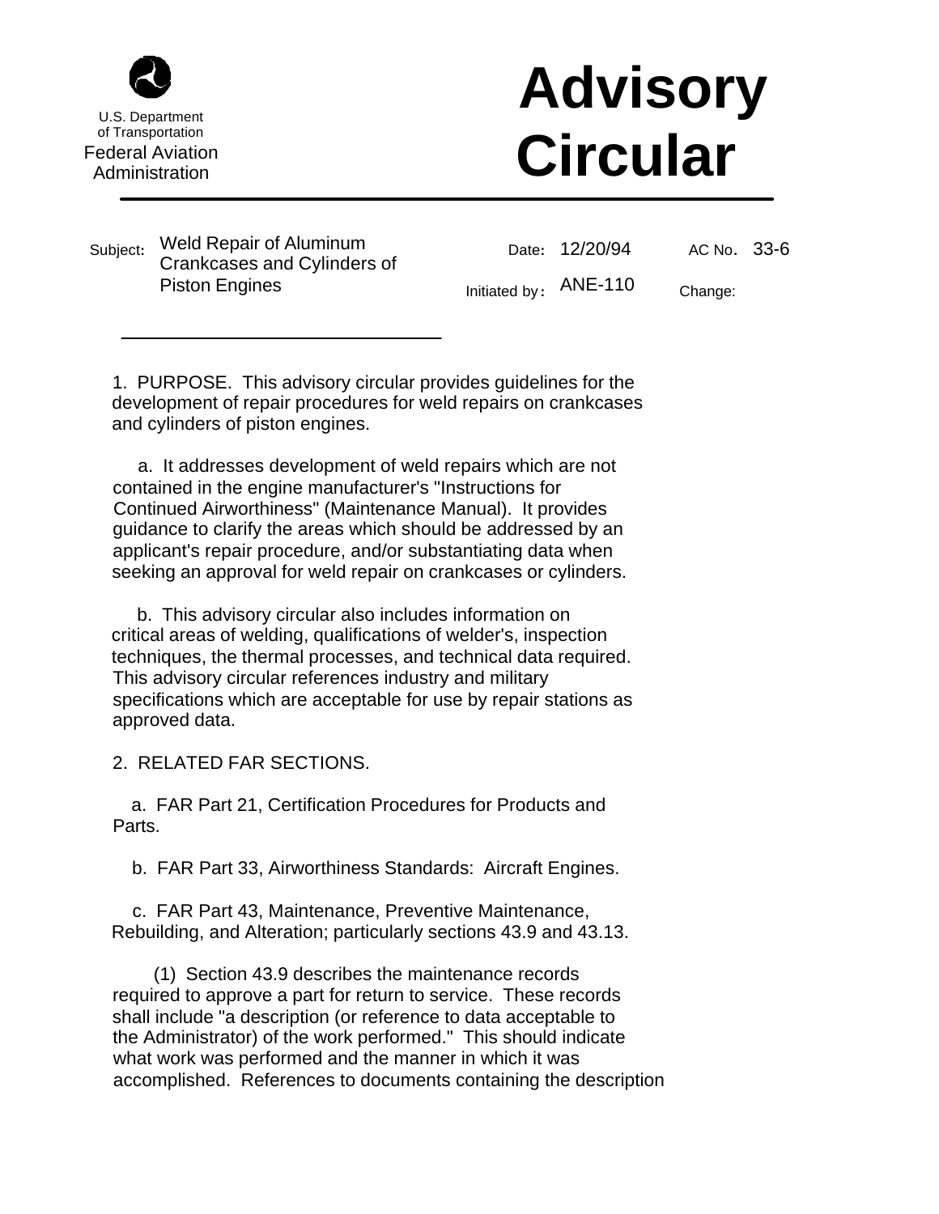U.S. Department of Transportation
Federal Aviation Administration

# Advisory Circular

| Subject: Weld Repair of Aluminum Crankcases and Cylinders of Piston Engines | Date: 12/20/94 | AC No. 33-6 |
| --- | --- | --- |
| | Initiated by: ANE-110 | Change: |

1. PURPOSE. This advisory circular provides guidelines for the development of repair procedures for weld repairs on crankcases and cylinders of piston engines.

a. It addresses development of weld repairs which are not contained in the engine manufacturer's "Instructions for Continued Airworthiness" (Maintenance Manual). It provides guidance to clarify the areas which should be addressed by an applicant's repair procedure, and/or substantiating data when seeking an approval for weld repair on crankcases or cylinders.

b. This advisory circular also includes information on critical areas of welding, qualifications of welder's, inspection techniques, the thermal processes, and technical data required. This advisory circular references industry and military specifications which are acceptable for use by repair stations as approved data.

2. RELATED FAR SECTIONS.

a. FAR Part 21, Certification Procedures for Products and Parts.

b. FAR Part 33, Airworthiness Standards: Aircraft Engines.

c. FAR Part 43, Maintenance, Preventive Maintenance, Rebuilding, and Alteration; particularly sections 43.9 and 43.13.

(1) Section 43.9 describes the maintenance records required to approve a part for return to service. These records shall include "a description (or reference to data acceptable to the Administrator) of the work performed." This should indicate what work was performed and the manner in which it was accomplished. References to documents containing the description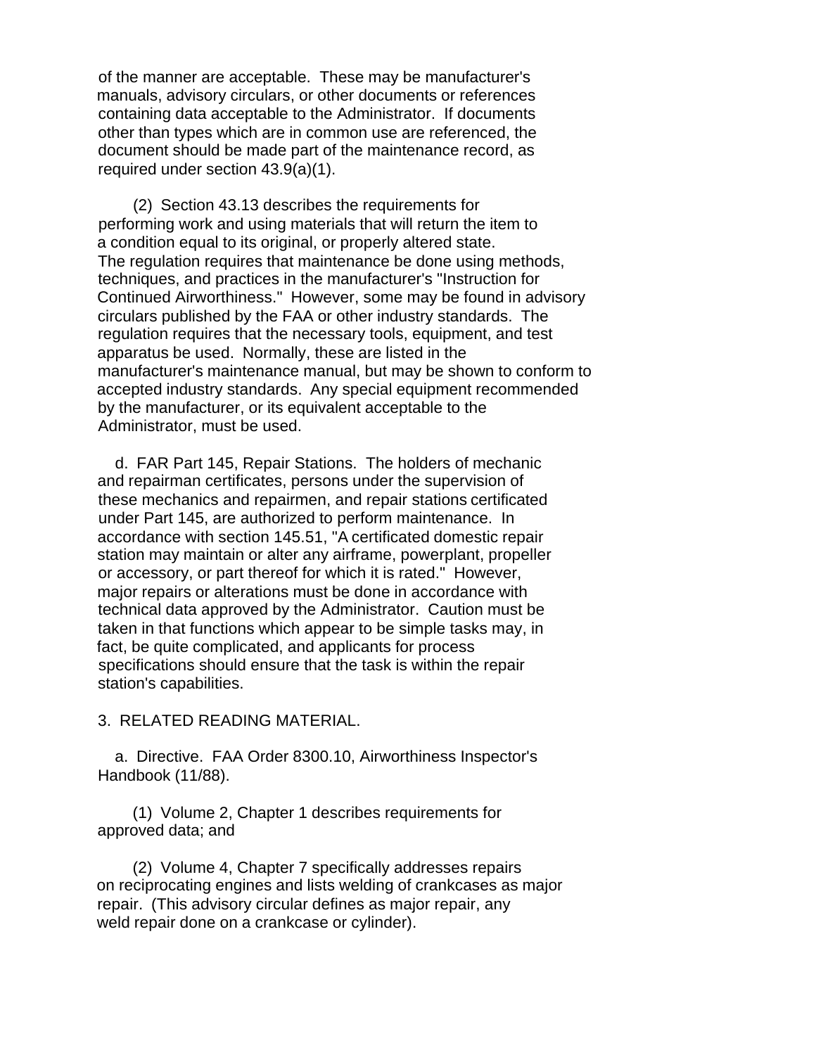of the manner are acceptable. These may be manufacturer's manuals, advisory circulars, or other documents or references containing data acceptable to the Administrator. If documents other than types which are in common use are referenced, the document should be made part of the maintenance record, as required under section 43.9(a)(1).

(2) Section 43.13 describes the requirements for performing work and using materials that will return the item to a condition equal to its original, or properly altered state. The regulation requires that maintenance be done using methods, techniques, and practices in the manufacturer's "Instruction for Continued Airworthiness." However, some may be found in advisory circulars published by the FAA or other industry standards. The regulation requires that the necessary tools, equipment, and test apparatus be used. Normally, these are listed in the manufacturer's maintenance manual, but may be shown to conform to accepted industry standards. Any special equipment recommended by the manufacturer, or its equivalent acceptable to the Administrator, must be used.

d. FAR Part 145, Repair Stations. The holders of mechanic and repairman certificates, persons under the supervision of these mechanics and repairmen, and repair stations certificated under Part 145, are authorized to perform maintenance. In accordance with section 145.51, "A certificated domestic repair station may maintain or alter any airframe, powerplant, propeller or accessory, or part thereof for which it is rated." However, major repairs or alterations must be done in accordance with technical data approved by the Administrator. Caution must be taken in that functions which appear to be simple tasks may, in fact, be quite complicated, and applicants for process specifications should ensure that the task is within the repair station's capabilities.

3. RELATED READING MATERIAL.

a. Directive. FAA Order 8300.10, Airworthiness Inspector's Handbook (11/88).

(1) Volume 2, Chapter 1 describes requirements for approved data; and

(2) Volume 4, Chapter 7 specifically addresses repairs on reciprocating engines and lists welding of crankcases as major repair. (This advisory circular defines as major repair, any weld repair done on a crankcase or cylinder).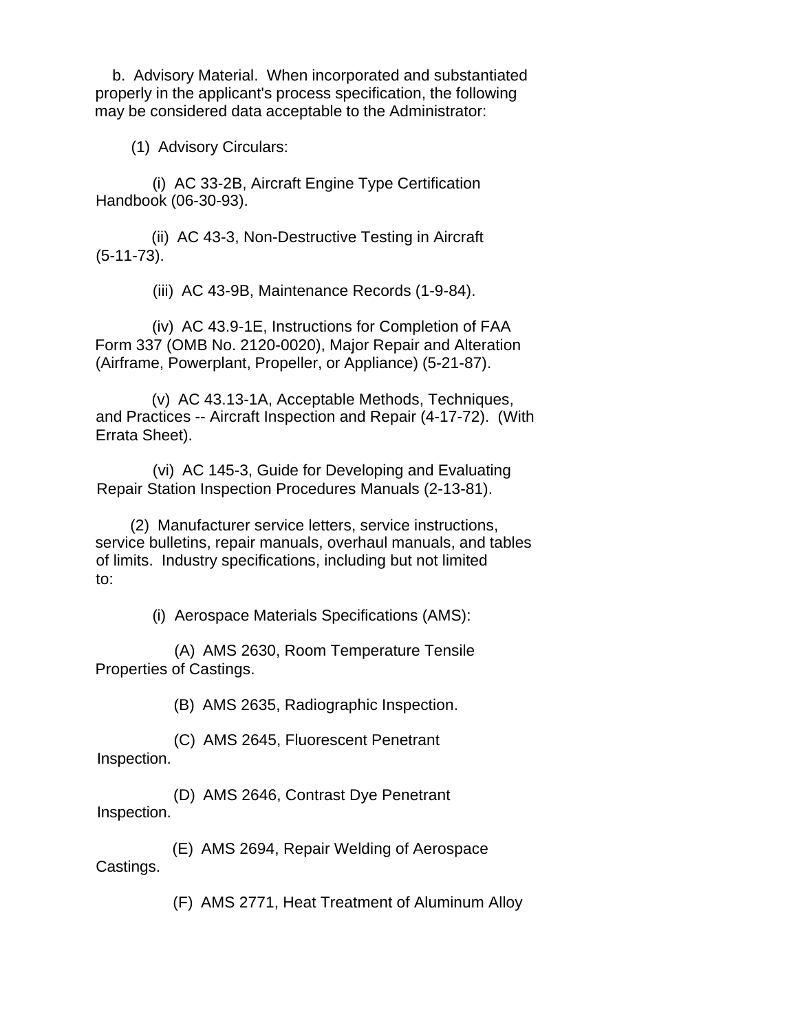b. Advisory Material. When incorporated and substantiated properly in the applicant's process specification, the following may be considered data acceptable to the Administrator:

(1) Advisory Circulars:

(i) AC 33-2B, Aircraft Engine Type Certification Handbook (06-30-93).

(ii) AC 43-3, Non-Destructive Testing in Aircraft (5-11-73).

(iii) AC 43-9B, Maintenance Records (1-9-84).

(iv) AC 43.9-1E, Instructions for Completion of FAA Form 337 (OMB No. 2120-0020), Major Repair and Alteration (Airframe, Powerplant, Propeller, or Appliance) (5-21-87).

(v) AC 43.13-1A, Acceptable Methods, Techniques, and Practices -- Aircraft Inspection and Repair (4-17-72). (With Errata Sheet).

(vi) AC 145-3, Guide for Developing and Evaluating Repair Station Inspection Procedures Manuals (2-13-81).

(2) Manufacturer service letters, service instructions, service bulletins, repair manuals, overhaul manuals, and tables of limits. Industry specifications, including but not limited to:

(i) Aerospace Materials Specifications (AMS):

(A) AMS 2630, Room Temperature Tensile Properties of Castings.

(B) AMS 2635, Radiographic Inspection.

(C) AMS 2645, Fluorescent Penetrant Inspection.

(D) AMS 2646, Contrast Dye Penetrant Inspection.

(E) AMS 2694, Repair Welding of Aerospace Castings.

(F) AMS 2771, Heat Treatment of Aluminum Alloy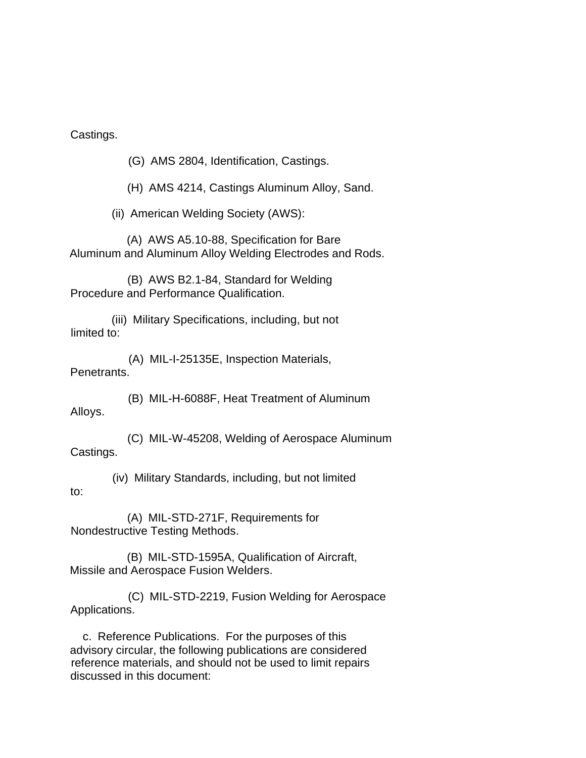Castings.

(G) AMS 2804, Identification, Castings.

(H) AMS 4214, Castings Aluminum Alloy, Sand.

(ii) American Welding Society (AWS):

(A) AWS A5.10-88, Specification for Bare Aluminum and Aluminum Alloy Welding Electrodes and Rods.

(B) AWS B2.1-84, Standard for Welding Procedure and Performance Qualification.

(iii) Military Specifications, including, but not limited to:

(A) MIL-I-25135E, Inspection Materials, Penetrants.

(B) MIL-H-6088F, Heat Treatment of Aluminum Alloys.

(C) MIL-W-45208, Welding of Aerospace Aluminum Castings.

(iv) Military Standards, including, but not limited to:

(A) MIL-STD-271F, Requirements for Nondestructive Testing Methods.

(B) MIL-STD-1595A, Qualification of Aircraft, Missile and Aerospace Fusion Welders.

(C) MIL-STD-2219, Fusion Welding for Aerospace Applications.

c. Reference Publications. For the purposes of this advisory circular, the following publications are considered reference materials, and should not be used to limit repairs discussed in this document: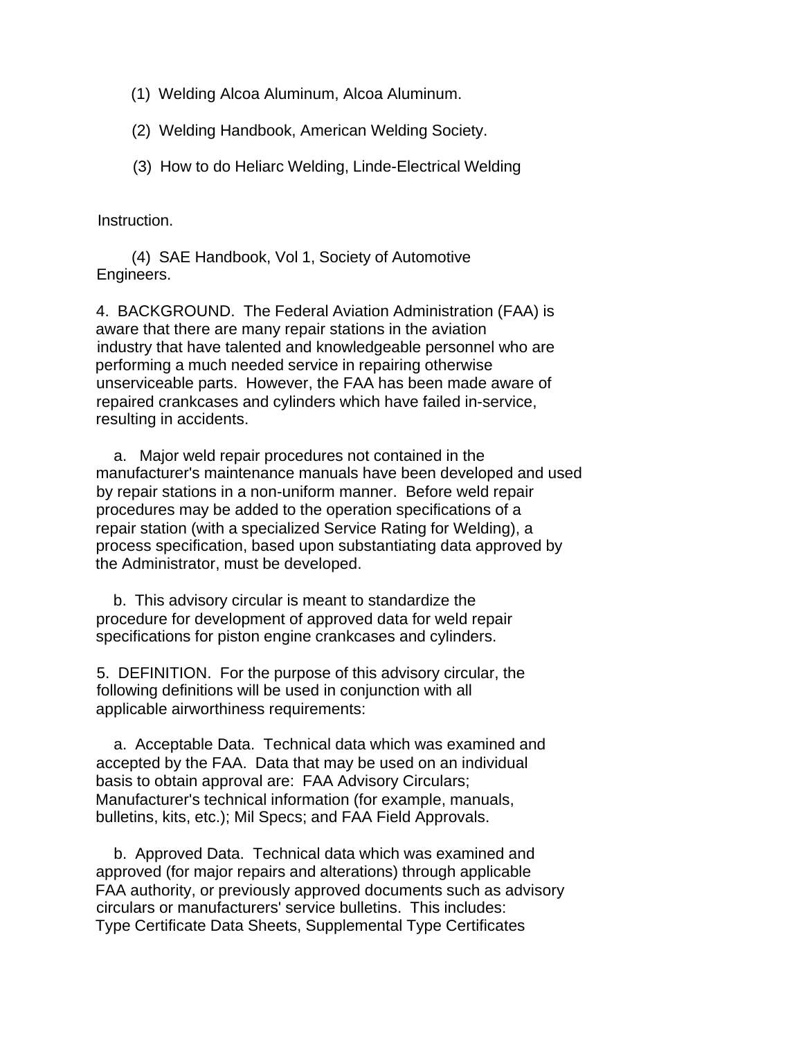(1) Welding Alcoa Aluminum, Alcoa Aluminum.

(2) Welding Handbook, American Welding Society.

(3) How to do Heliarc Welding, Linde-Electrical Welding Instruction.

(4) SAE Handbook, Vol 1, Society of Automotive Engineers.

4. BACKGROUND. The Federal Aviation Administration (FAA) is aware that there are many repair stations in the aviation industry that have talented and knowledgeable personnel who are performing a much needed service in repairing otherwise unserviceable parts. However, the FAA has been made aware of repaired crankcases and cylinders which have failed in-service, resulting in accidents.

a. Major weld repair procedures not contained in the manufacturer's maintenance manuals have been developed and used by repair stations in a non-uniform manner. Before weld repair procedures may be added to the operation specifications of a repair station (with a specialized Service Rating for Welding), a process specification, based upon substantiating data approved by the Administrator, must be developed.

b. This advisory circular is meant to standardize the procedure for development of approved data for weld repair specifications for piston engine crankcases and cylinders.

5. DEFINITION. For the purpose of this advisory circular, the following definitions will be used in conjunction with all applicable airworthiness requirements:

a. Acceptable Data. Technical data which was examined and accepted by the FAA. Data that may be used on an individual basis to obtain approval are: FAA Advisory Circulars; Manufacturer's technical information (for example, manuals, bulletins, kits, etc.); Mil Specs; and FAA Field Approvals.

b. Approved Data. Technical data which was examined and approved (for major repairs and alterations) through applicable FAA authority, or previously approved documents such as advisory circulars or manufacturers' service bulletins. This includes: Type Certificate Data Sheets, Supplemental Type Certificates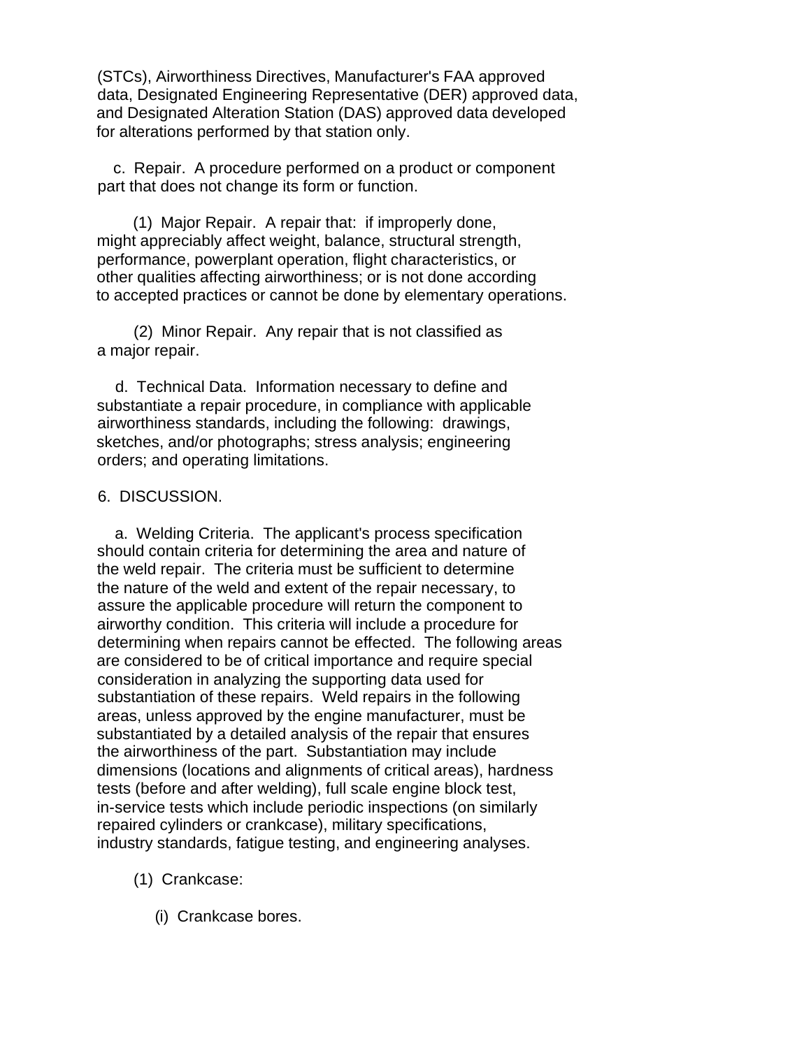(STCs), Airworthiness Directives, Manufacturer's FAA approved data, Designated Engineering Representative (DER) approved data, and Designated Alteration Station (DAS) approved data developed for alterations performed by that station only.

c. Repair. A procedure performed on a product or component part that does not change its form or function.

(1) Major Repair. A repair that: if improperly done, might appreciably affect weight, balance, structural strength, performance, powerplant operation, flight characteristics, or other qualities affecting airworthiness; or is not done according to accepted practices or cannot be done by elementary operations.

(2) Minor Repair. Any repair that is not classified as a major repair.

d. Technical Data. Information necessary to define and substantiate a repair procedure, in compliance with applicable airworthiness standards, including the following: drawings, sketches, and/or photographs; stress analysis; engineering orders; and operating limitations.

6. DISCUSSION.

a. Welding Criteria. The applicant's process specification should contain criteria for determining the area and nature of the weld repair. The criteria must be sufficient to determine the nature of the weld and extent of the repair necessary, to assure the applicable procedure will return the component to airworthy condition. This criteria will include a procedure for determining when repairs cannot be effected. The following areas are considered to be of critical importance and require special consideration in analyzing the supporting data used for substantiation of these repairs. Weld repairs in the following areas, unless approved by the engine manufacturer, must be substantiated by a detailed analysis of the repair that ensures the airworthiness of the part. Substantiation may include dimensions (locations and alignments of critical areas), hardness tests (before and after welding), full scale engine block test, in-service tests which include periodic inspections (on similarly repaired cylinders or crankcase), military specifications, industry standards, fatigue testing, and engineering analyses.

(1) Crankcase:

(i) Crankcase bores.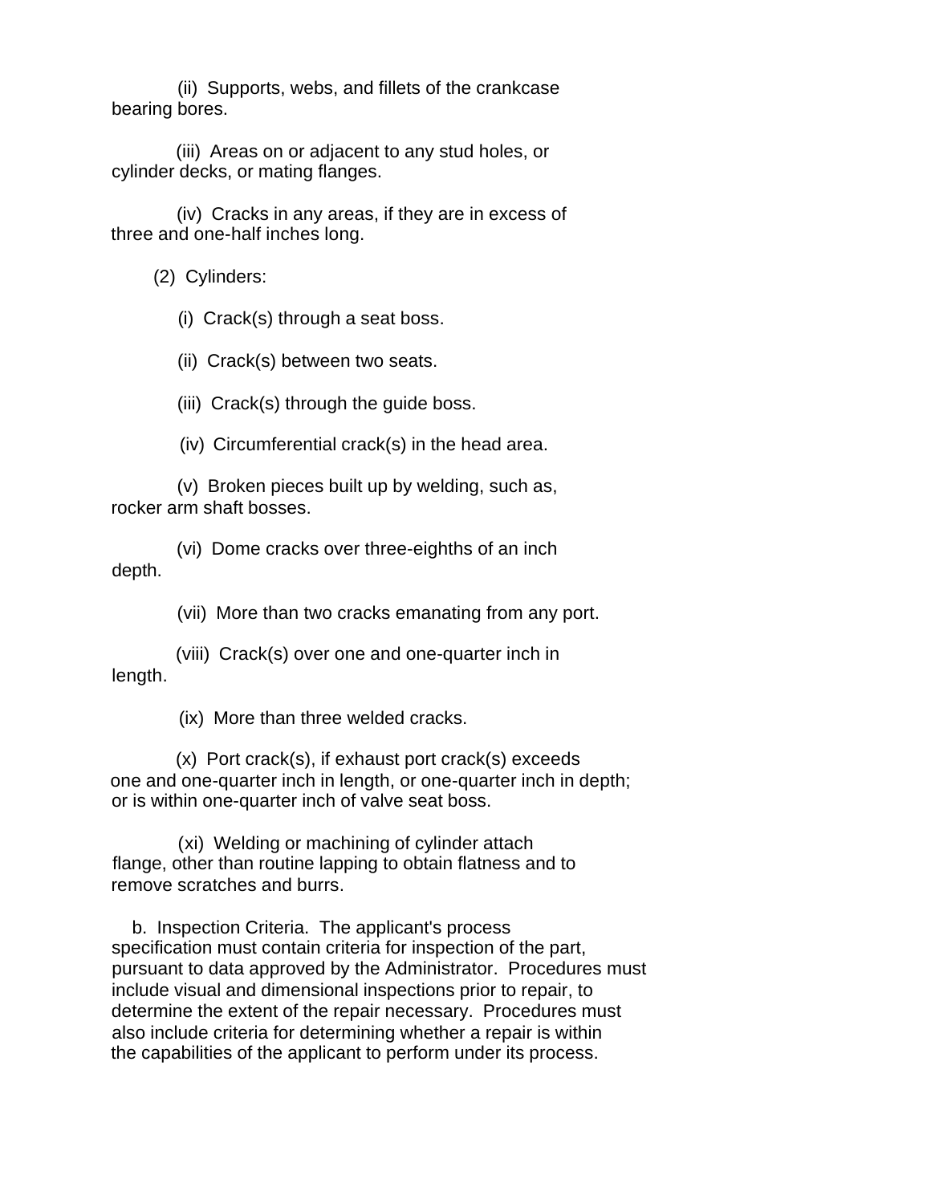(ii) Supports, webs, and fillets of the crankcase bearing bores.

(iii) Areas on or adjacent to any stud holes, or cylinder decks, or mating flanges.

(iv) Cracks in any areas, if they are in excess of three and one-half inches long.

(2) Cylinders:

(i) Crack(s) through a seat boss.

(ii) Crack(s) between two seats.

(iii) Crack(s) through the guide boss.

(iv) Circumferential crack(s) in the head area.

(v) Broken pieces built up by welding, such as, rocker arm shaft bosses.

(vi) Dome cracks over three-eighths of an inch depth.

(vii) More than two cracks emanating from any port.

(viii) Crack(s) over one and one-quarter inch in length.

(ix) More than three welded cracks.

(x) Port crack(s), if exhaust port crack(s) exceeds one and one-quarter inch in length, or one-quarter inch in depth; or is within one-quarter inch of valve seat boss.

(xi) Welding or machining of cylinder attach flange, other than routine lapping to obtain flatness and to remove scratches and burrs.

b. Inspection Criteria. The applicant's process specification must contain criteria for inspection of the part, pursuant to data approved by the Administrator. Procedures must include visual and dimensional inspections prior to repair, to determine the extent of the repair necessary. Procedures must also include criteria for determining whether a repair is within the capabilities of the applicant to perform under its process.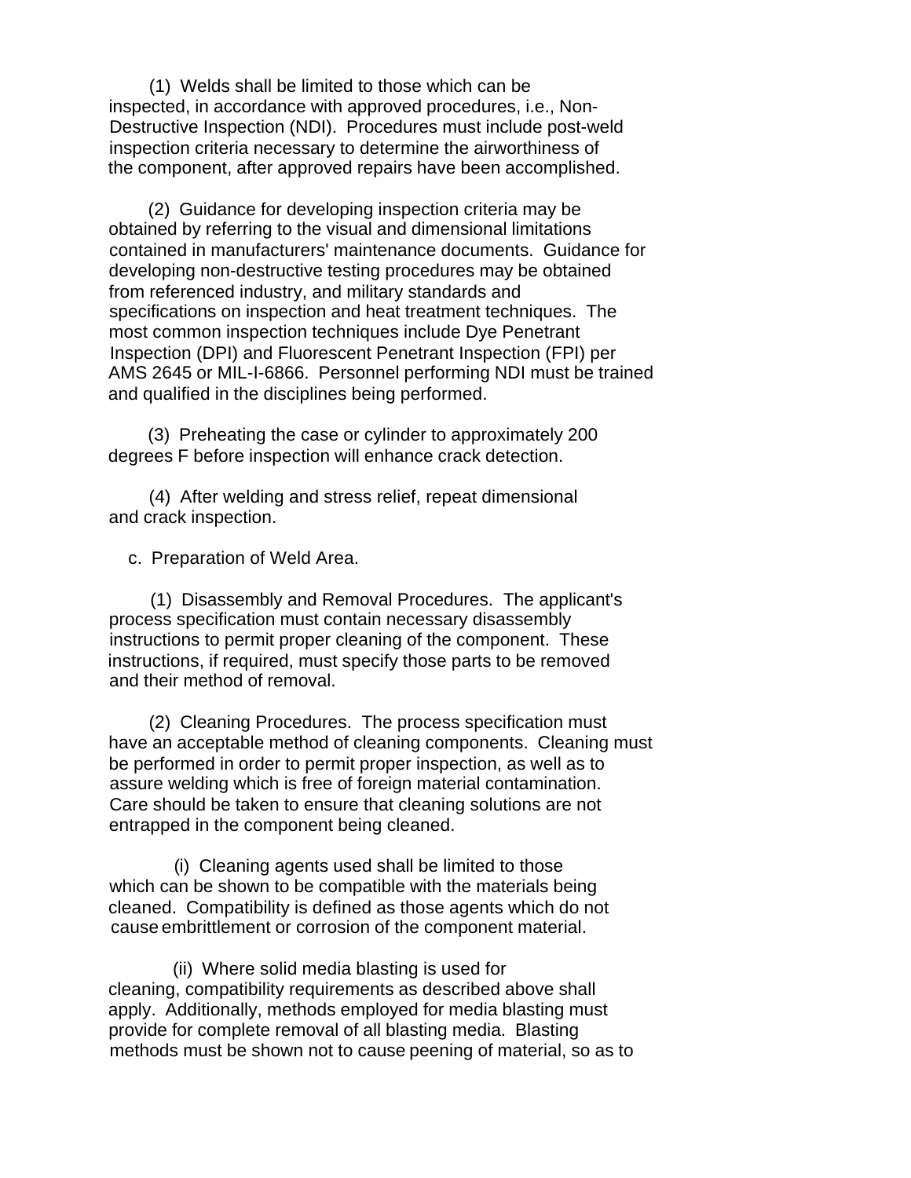(1) Welds shall be limited to those which can be inspected, in accordance with approved procedures, i.e., Non-Destructive Inspection (NDI). Procedures must include post-weld inspection criteria necessary to determine the airworthiness of the component, after approved repairs have been accomplished.

(2) Guidance for developing inspection criteria may be obtained by referring to the visual and dimensional limitations contained in manufacturers' maintenance documents. Guidance for developing non-destructive testing procedures may be obtained from referenced industry, and military standards and specifications on inspection and heat treatment techniques. The most common inspection techniques include Dye Penetrant Inspection (DPI) and Fluorescent Penetrant Inspection (FPI) per AMS 2645 or MIL-I-6866. Personnel performing NDI must be trained and qualified in the disciplines being performed.

(3) Preheating the case or cylinder to approximately 200 degrees F before inspection will enhance crack detection.

(4) After welding and stress relief, repeat dimensional and crack inspection.

c. Preparation of Weld Area.

(1) Disassembly and Removal Procedures. The applicant's process specification must contain necessary disassembly instructions to permit proper cleaning of the component. These instructions, if required, must specify those parts to be removed and their method of removal.

(2) Cleaning Procedures. The process specification must have an acceptable method of cleaning components. Cleaning must be performed in order to permit proper inspection, as well as to assure welding which is free of foreign material contamination. Care should be taken to ensure that cleaning solutions are not entrapped in the component being cleaned.

(i) Cleaning agents used shall be limited to those which can be shown to be compatible with the materials being cleaned. Compatibility is defined as those agents which do not cause embrittlement or corrosion of the component material.

(ii) Where solid media blasting is used for cleaning, compatibility requirements as described above shall apply. Additionally, methods employed for media blasting must provide for complete removal of all blasting media. Blasting methods must be shown not to cause peening of material, so as to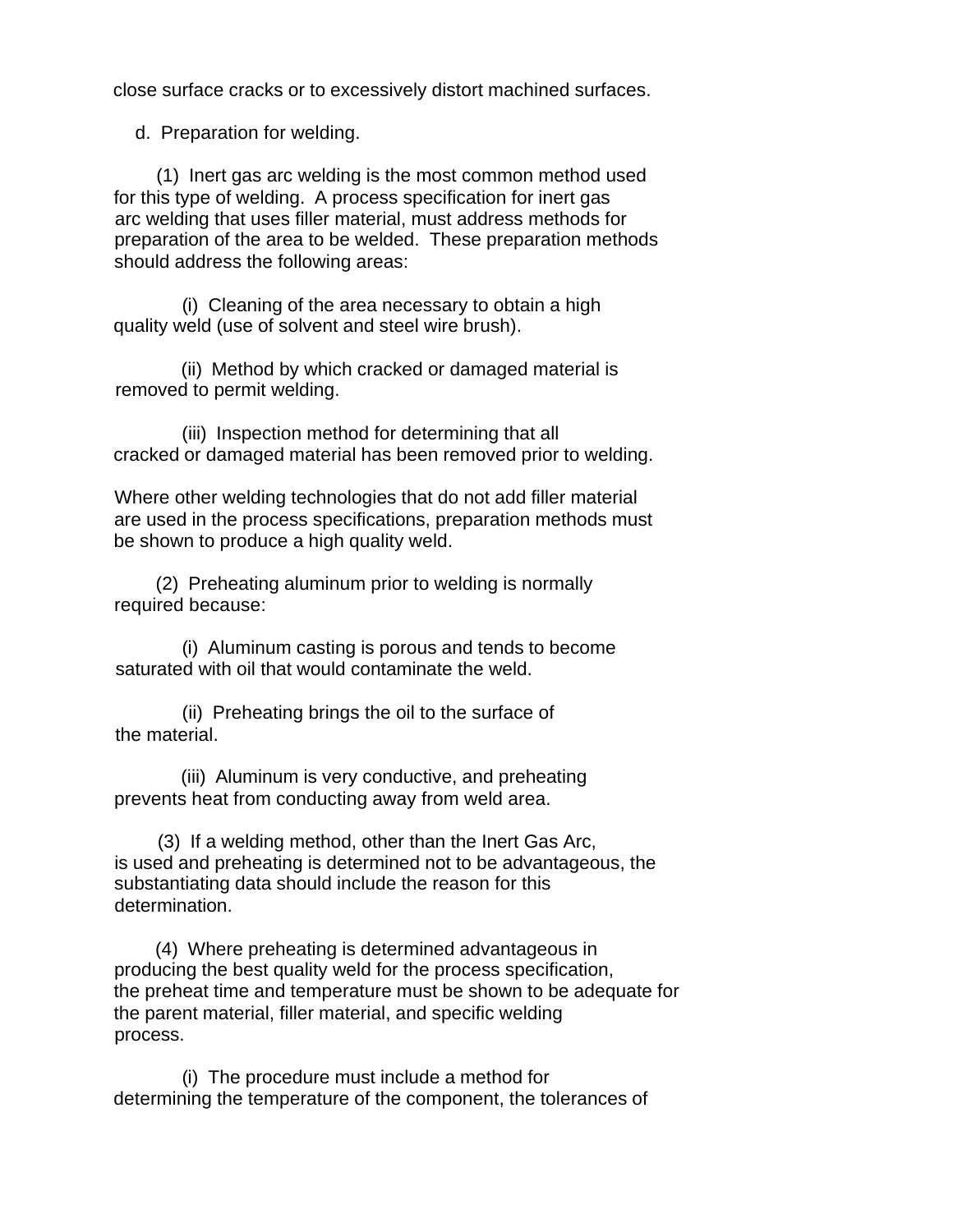close surface cracks or to excessively distort machined surfaces.

d. Preparation for welding.

(1) Inert gas arc welding is the most common method used for this type of welding. A process specification for inert gas arc welding that uses filler material, must address methods for preparation of the area to be welded. These preparation methods should address the following areas:

(i) Cleaning of the area necessary to obtain a high quality weld (use of solvent and steel wire brush).

(ii) Method by which cracked or damaged material is removed to permit welding.

(iii) Inspection method for determining that all cracked or damaged material has been removed prior to welding.

Where other welding technologies that do not add filler material are used in the process specifications, preparation methods must be shown to produce a high quality weld.

(2) Preheating aluminum prior to welding is normally required because:

(i) Aluminum casting is porous and tends to become saturated with oil that would contaminate the weld.

(ii) Preheating brings the oil to the surface of the material.

(iii) Aluminum is very conductive, and preheating prevents heat from conducting away from weld area.

(3) If a welding method, other than the Inert Gas Arc, is used and preheating is determined not to be advantageous, the substantiating data should include the reason for this determination.

(4) Where preheating is determined advantageous in producing the best quality weld for the process specification, the preheat time and temperature must be shown to be adequate for the parent material, filler material, and specific welding process.

(i) The procedure must include a method for determining the temperature of the component, the tolerances of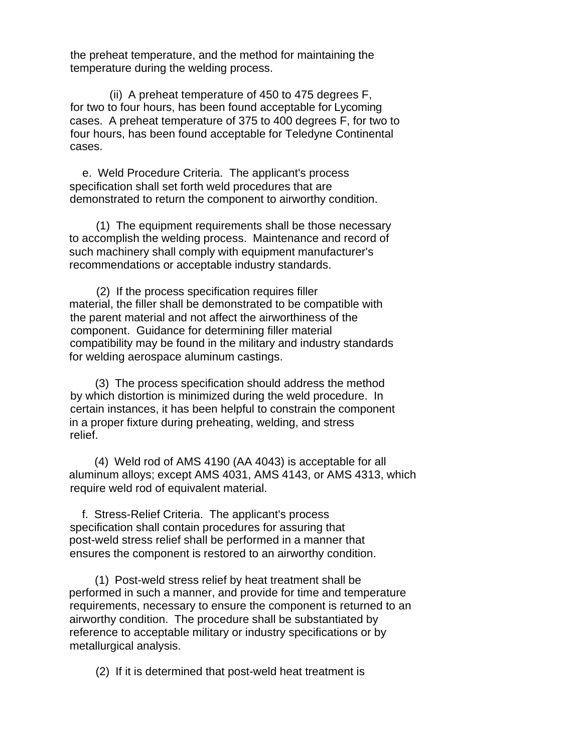the preheat temperature, and the method for maintaining the temperature during the welding process.

(ii) A preheat temperature of 450 to 475 degrees F, for two to four hours, has been found acceptable for Lycoming cases. A preheat temperature of 375 to 400 degrees F, for two to four hours, has been found acceptable for Teledyne Continental cases.

e. Weld Procedure Criteria. The applicant's process specification shall set forth weld procedures that are demonstrated to return the component to airworthy condition.

(1) The equipment requirements shall be those necessary to accomplish the welding process. Maintenance and record of such machinery shall comply with equipment manufacturer's recommendations or acceptable industry standards.

(2) If the process specification requires filler material, the filler shall be demonstrated to be compatible with the parent material and not affect the airworthiness of the component. Guidance for determining filler material compatibility may be found in the military and industry standards for welding aerospace aluminum castings.

(3) The process specification should address the method by which distortion is minimized during the weld procedure. In certain instances, it has been helpful to constrain the component in a proper fixture during preheating, welding, and stress relief.

(4) Weld rod of AMS 4190 (AA 4043) is acceptable for all aluminum alloys; except AMS 4031, AMS 4143, or AMS 4313, which require weld rod of equivalent material.

f. Stress-Relief Criteria. The applicant's process specification shall contain procedures for assuring that post-weld stress relief shall be performed in a manner that ensures the component is restored to an airworthy condition.

(1) Post-weld stress relief by heat treatment shall be performed in such a manner, and provide for time and temperature requirements, necessary to ensure the component is returned to an airworthy condition. The procedure shall be substantiated by reference to acceptable military or industry specifications or by metallurgical analysis.

(2) If it is determined that post-weld heat treatment is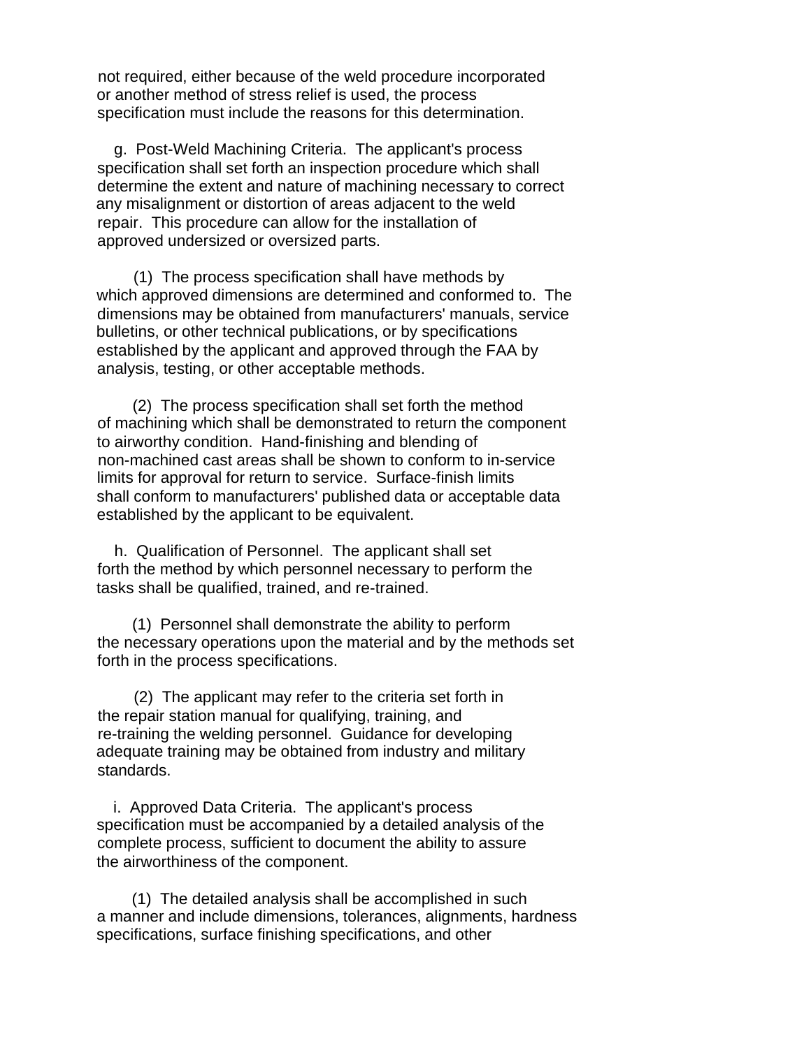not required, either because of the weld procedure incorporated or another method of stress relief is used, the process specification must include the reasons for this determination.

g. Post-Weld Machining Criteria. The applicant's process specification shall set forth an inspection procedure which shall determine the extent and nature of machining necessary to correct any misalignment or distortion of areas adjacent to the weld repair. This procedure can allow for the installation of approved undersized or oversized parts.

(1) The process specification shall have methods by which approved dimensions are determined and conformed to. The dimensions may be obtained from manufacturers' manuals, service bulletins, or other technical publications, or by specifications established by the applicant and approved through the FAA by analysis, testing, or other acceptable methods.

(2) The process specification shall set forth the method of machining which shall be demonstrated to return the component to airworthy condition. Hand-finishing and blending of non-machined cast areas shall be shown to conform to in-service limits for approval for return to service. Surface-finish limits shall conform to manufacturers' published data or acceptable data established by the applicant to be equivalent.

h. Qualification of Personnel. The applicant shall set forth the method by which personnel necessary to perform the tasks shall be qualified, trained, and re-trained.

(1) Personnel shall demonstrate the ability to perform the necessary operations upon the material and by the methods set forth in the process specifications.

(2) The applicant may refer to the criteria set forth in the repair station manual for qualifying, training, and re-training the welding personnel. Guidance for developing adequate training may be obtained from industry and military standards.

i. Approved Data Criteria. The applicant's process specification must be accompanied by a detailed analysis of the complete process, sufficient to document the ability to assure the airworthiness of the component.

(1) The detailed analysis shall be accomplished in such a manner and include dimensions, tolerances, alignments, hardness specifications, surface finishing specifications, and other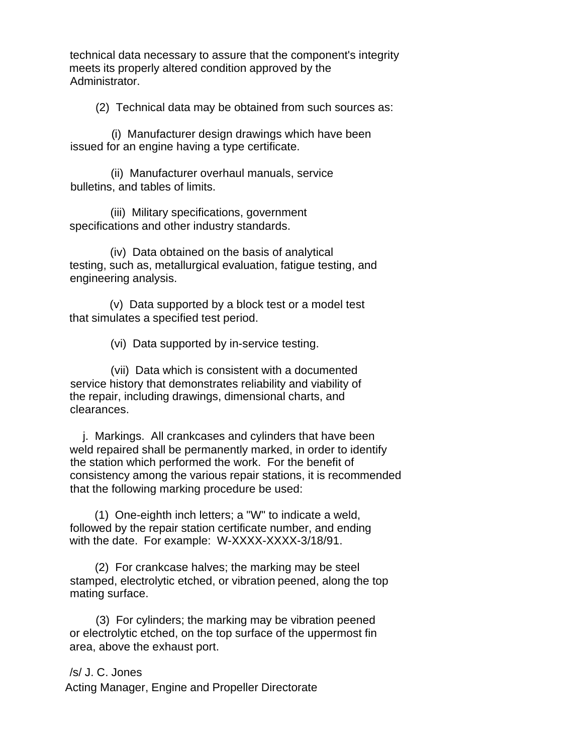technical data necessary to assure that the component's integrity meets its properly altered condition approved by the Administrator.

(2) Technical data may be obtained from such sources as:

(i) Manufacturer design drawings which have been issued for an engine having a type certificate.

(ii) Manufacturer overhaul manuals, service bulletins, and tables of limits.

(iii) Military specifications, government specifications and other industry standards.

(iv) Data obtained on the basis of analytical testing, such as, metallurgical evaluation, fatigue testing, and engineering analysis.

(v) Data supported by a block test or a model test that simulates a specified test period.

(vi) Data supported by in-service testing.

(vii) Data which is consistent with a documented service history that demonstrates reliability and viability of the repair, including drawings, dimensional charts, and clearances.

j. Markings. All crankcases and cylinders that have been weld repaired shall be permanently marked, in order to identify the station which performed the work. For the benefit of consistency among the various repair stations, it is recommended that the following marking procedure be used:

(1) One-eighth inch letters; a "W" to indicate a weld, followed by the repair station certificate number, and ending with the date. For example: W-XXXX-XXXX-3/18/91.

(2) For crankcase halves; the marking may be steel stamped, electrolytic etched, or vibration peened, along the top mating surface.

(3) For cylinders; the marking may be vibration peened or electrolytic etched, on the top surface of the uppermost fin area, above the exhaust port.

/s/ J. C. Jones
Acting Manager, Engine and Propeller Directorate